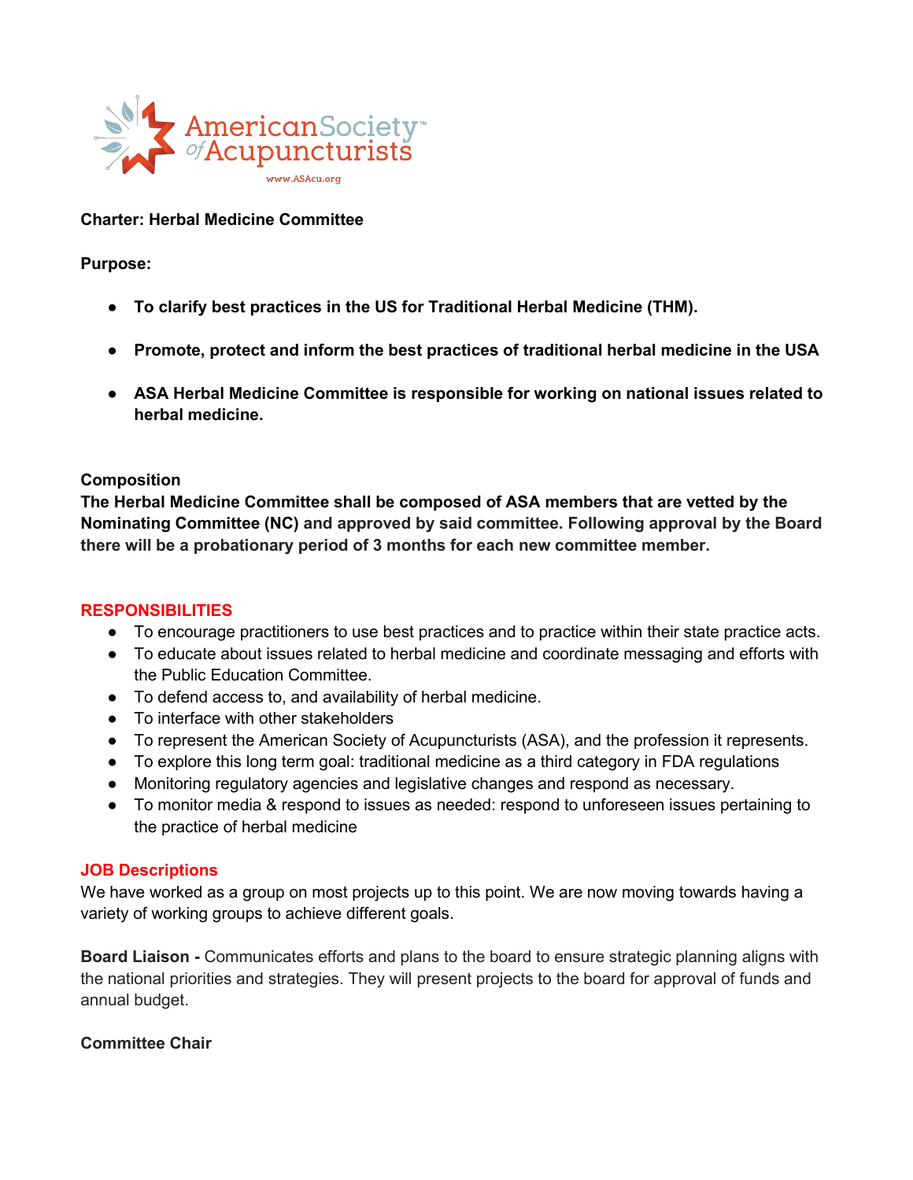**Charter: Herbal Medicine Committee**

**Purpose:**

- **To clarify best practices in the US for Traditional Herbal Medicine (THM).**
- **Promote, protect and inform the best practices of traditional herbal medicine in the USA**
- **ASA Herbal Medicine Committee is responsible for working on national issues related to herbal medicine.**

**Composition**

**The Herbal Medicine Committee shall be composed of ASA members that are vetted by the Nominating Committee (NC) and approved by said committee. Following approval by the Board there will be a probationary period of 3 months for each new committee member.**

## RESPONSIBILITIES

- To encourage practitioners to use best practices and to practice within their state practice acts.
- To educate about issues related to herbal medicine and coordinate messaging and efforts with the Public Education Committee.
- To defend access to, and availability of herbal medicine.
- To interface with other stakeholders
- To represent the American Society of Acupuncturists (ASA), and the profession it represents.
- To explore this long term goal: traditional medicine as a third category in FDA regulations
- Monitoring regulatory agencies and legislative changes and respond as necessary.
- To monitor media & respond to issues as needed: respond to unforeseen issues pertaining to the practice of herbal medicine

## JOB Descriptions

We have worked as a group on most projects up to this point. We are now moving towards having a variety of working groups to achieve different goals.

**Board Liaison -** Communicates efforts and plans to the board to ensure strategic planning aligns with the national priorities and strategies. They will present projects to the board for approval of funds and annual budget.

**Committee Chair**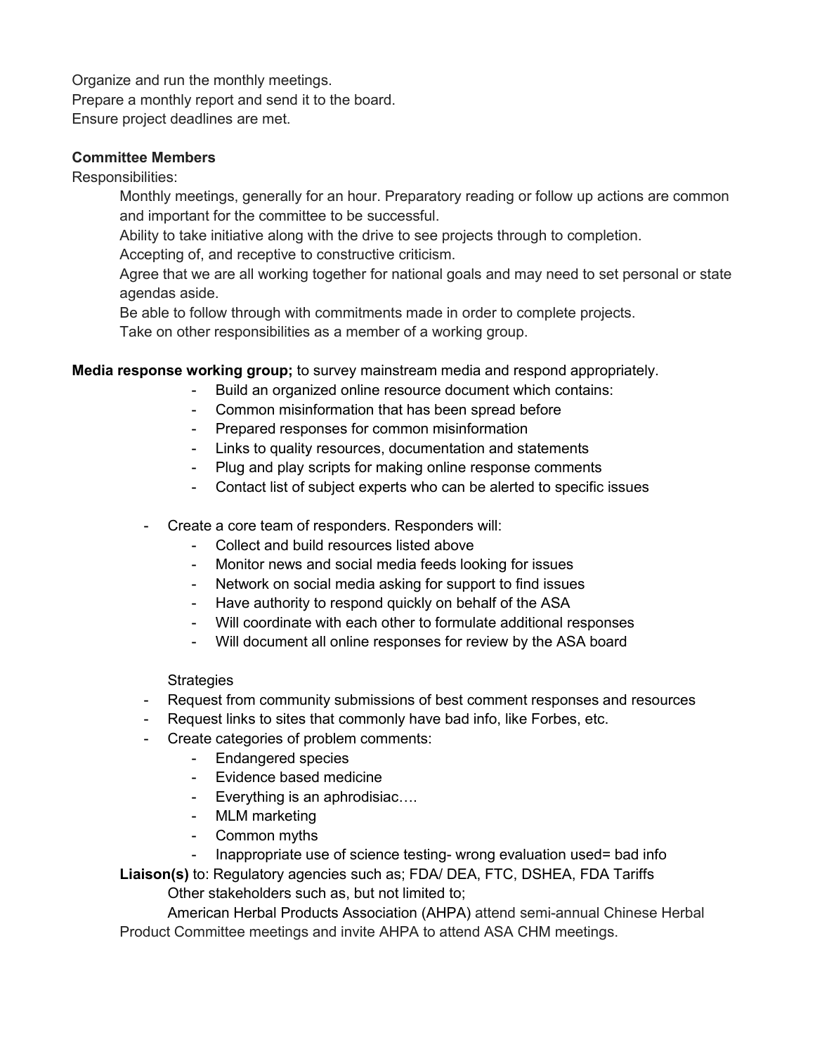Organize and run the monthly meetings.
Prepare a monthly report and send it to the board.
Ensure project deadlines are met.

**Committee Members**

Responsibilities:

Monthly meetings, generally for an hour. Preparatory reading or follow up actions are common and important for the committee to be successful.
Ability to take initiative along with the drive to see projects through to completion.
Accepting of, and receptive to constructive criticism.
Agree that we are all working together for national goals and may need to set personal or state agendas aside.
Be able to follow through with commitments made in order to complete projects.
Take on other responsibilities as a member of a working group.

**Media response working group;** to survey mainstream media and respond appropriately.

- Build an organized online resource document which contains:
- Common misinformation that has been spread before
- Prepared responses for common misinformation
- Links to quality resources, documentation and statements
- Plug and play scripts for making online response comments
- Contact list of subject experts who can be alerted to specific issues

- Create a core team of responders. Responders will:
    - Collect and build resources listed above
    - Monitor news and social media feeds looking for issues
    - Network on social media asking for support to find issues
    - Have authority to respond quickly on behalf of the ASA
    - Will coordinate with each other to formulate additional responses
    - Will document all online responses for review by the ASA board

Strategies

- Request from community submissions of best comment responses and resources
- Request links to sites that commonly have bad info, like Forbes, etc.
- Create categories of problem comments:
    - Endangered species
    - Evidence based medicine
    - Everything is an aphrodisiac….
    - MLM marketing
    - Common myths
    - Inappropriate use of science testing- wrong evaluation used= bad info

**Liaison(s)** to: Regulatory agencies such as; FDA/ DEA, FTC, DSHEA, FDA Tariffs
Other stakeholders such as, but not limited to;
American Herbal Products Association (AHPA) attend semi-annual Chinese Herbal Product Committee meetings and invite AHPA to attend ASA CHM meetings.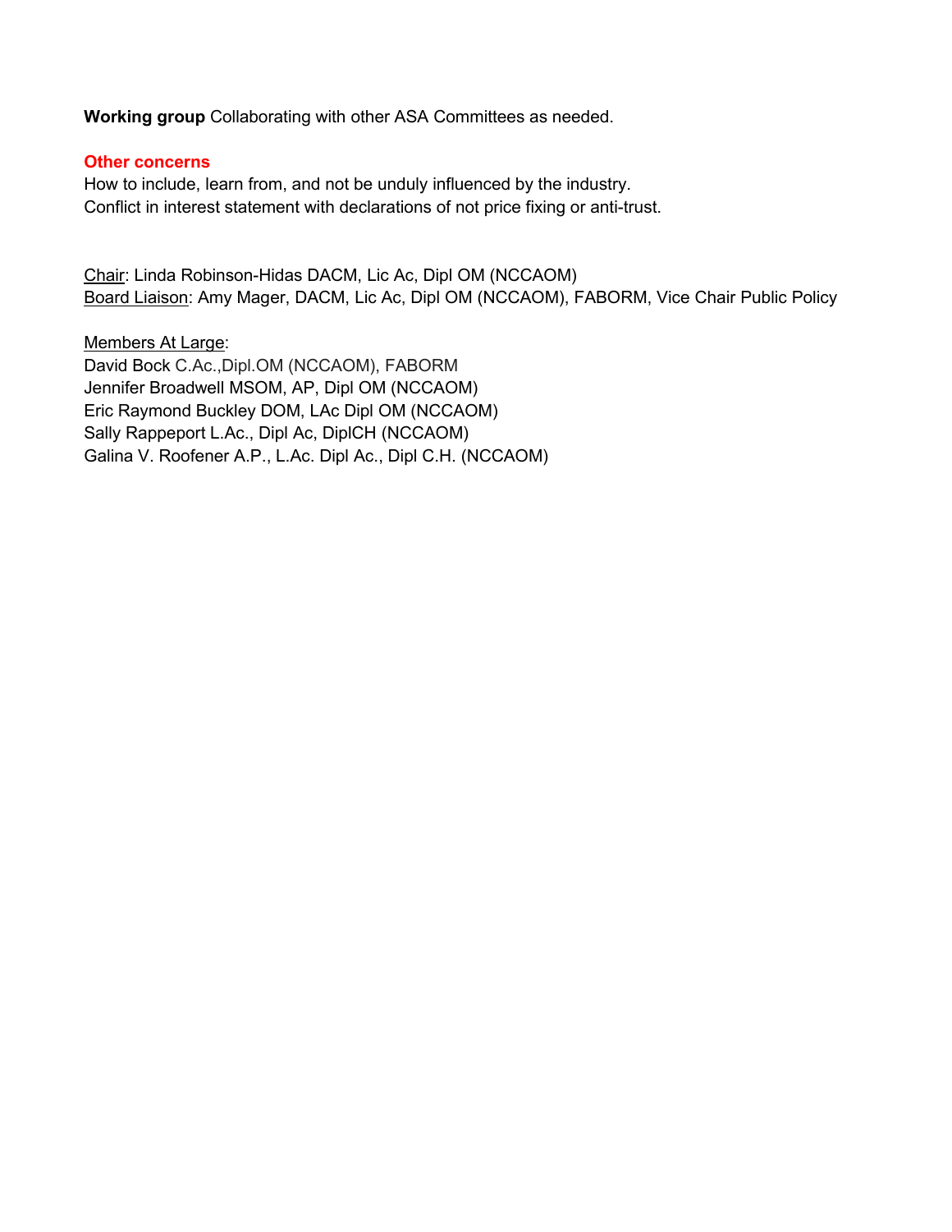**Working group** Collaborating with other ASA Committees as needed.

**Other concerns**

How to include, learn from, and not be unduly influenced by the industry.
Conflict in interest statement with declarations of not price fixing or anti-trust.

Chair: Linda Robinson-Hidas DACM, Lic Ac, Dipl OM (NCCAOM)
Board Liaison: Amy Mager, DACM, Lic Ac, Dipl OM (NCCAOM), FABORM, Vice Chair Public Policy

Members At Large:
David Bock C.Ac.,Dipl.OM (NCCAOM), FABORM
Jennifer Broadwell MSOM, AP, Dipl OM (NCCAOM)
Eric Raymond Buckley DOM, LAc Dipl OM (NCCAOM)
Sally Rappeport L.Ac., Dipl Ac, DiplCH (NCCAOM)
Galina V. Roofener A.P., L.Ac. Dipl Ac., Dipl C.H. (NCCAOM)